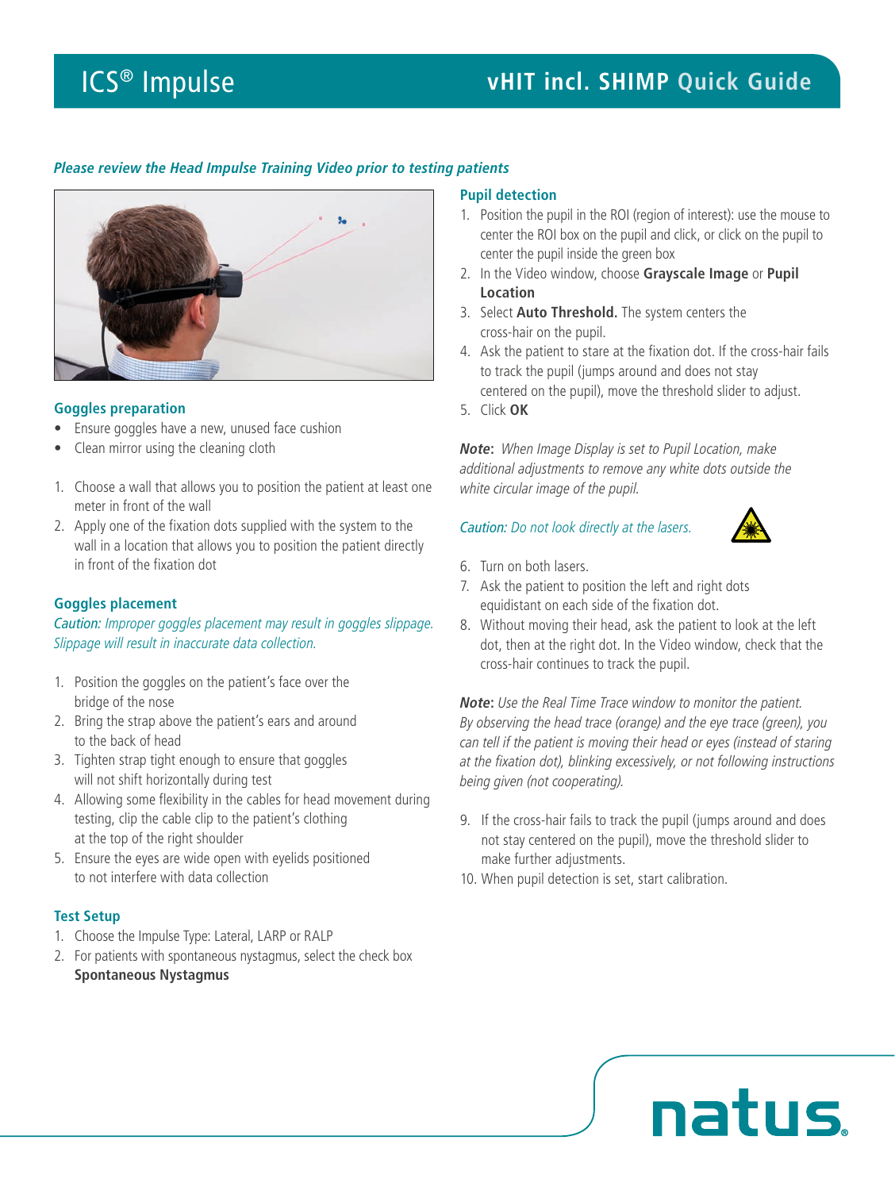# ICS® Impulse

## vHIT incl. SHIMP Quick Guide

***Please review the Head Impulse Training Video prior to testing patients***

### Goggles preparation

- Ensure goggles have a new, unused face cushion
- Clean mirror using the cleaning cloth

1. Choose a wall that allows you to position the patient at least one meter in front of the wall
2. Apply one of the fixation dots supplied with the system to the wall in a location that allows you to position the patient directly in front of the fixation dot

### Goggles placement

*Caution: Improper goggles placement may result in goggles slippage. Slippage will result in inaccurate data collection.*

1. Position the goggles on the patient's face over the bridge of the nose
2. Bring the strap above the patient's ears and around to the back of head
3. Tighten strap tight enough to ensure that goggles will not shift horizontally during test
4. Allowing some flexibility in the cables for head movement during testing, clip the cable clip to the patient's clothing at the top of the right shoulder
5. Ensure the eyes are wide open with eyelids positioned to not interfere with data collection

### Test Setup

1. Choose the Impulse Type: Lateral, LARP or RALP
2. For patients with spontaneous nystagmus, select the check box **Spontaneous Nystagmus**

### Pupil detection

1. Position the pupil in the ROI (region of interest): use the mouse to center the ROI box on the pupil and click, or click on the pupil to center the pupil inside the green box
2. In the Video window, choose **Grayscale Image** or **Pupil Location**
3. Select **Auto Threshold.** The system centers the cross-hair on the pupil.
4. Ask the patient to stare at the fixation dot. If the cross-hair fails to track the pupil (jumps around and does not stay centered on the pupil), move the threshold slider to adjust.
5. Click **OK**

***Note*****:** *When Image Display is set to Pupil Location, make additional adjustments to remove any white dots outside the white circular image of the pupil.*

*Caution: Do not look directly at the lasers.*

6. Turn on both lasers.
7. Ask the patient to position the left and right dots equidistant on each side of the fixation dot.
8. Without moving their head, ask the patient to look at the left dot, then at the right dot. In the Video window, check that the cross-hair continues to track the pupil.

***Note*****:** *Use the Real Time Trace window to monitor the patient. By observing the head trace (orange) and the eye trace (green), you can tell if the patient is moving their head or eyes (instead of staring at the fixation dot), blinking excessively, or not following instructions being given (not cooperating).*

9. If the cross-hair fails to track the pupil (jumps around and does not stay centered on the pupil), move the threshold slider to make further adjustments.
10. When pupil detection is set, start calibration.

natus.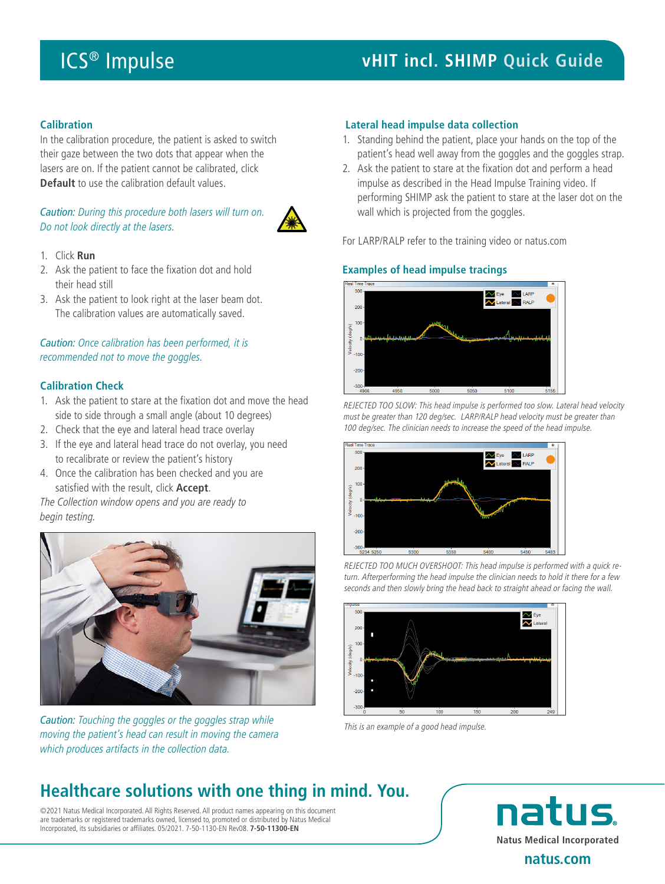# ICS® Impulse

## vHIT incl. SHIMP Quick Guide

### Calibration

In the calibration procedure, the patient is asked to switch their gaze between the two dots that appear when the lasers are on. If the patient cannot be calibrated, click **Default** to use the calibration default values.

*Caution: During this procedure both lasers will turn on. Do not look directly at the lasers.*

1. Click **Run**
2. Ask the patient to face the fixation dot and hold their head still
3. Ask the patient to look right at the laser beam dot. The calibration values are automatically saved.

*Caution: Once calibration has been performed, it is recommended not to move the goggles.*

### Calibration Check

1. Ask the patient to stare at the fixation dot and move the head side to side through a small angle (about 10 degrees)
2. Check that the eye and lateral head trace overlay
3. If the eye and lateral head trace do not overlay, you need to recalibrate or review the patient's history
4. Once the calibration has been checked and you are satisfied with the result, click **Accept**.

*The Collection window opens and you are ready to begin testing.*

*Caution: Touching the goggles or the goggles strap while moving the patient's head can result in moving the camera which produces artifacts in the collection data.*

### Lateral head impulse data collection

1. Standing behind the patient, place your hands on the top of the patient's head well away from the goggles and the goggles strap.
2. Ask the patient to stare at the fixation dot and perform a head impulse as described in the Head Impulse Training video. If performing SHIMP ask the patient to stare at the laser dot on the wall which is projected from the goggles.

For LARP/RALP refer to the training video or natus.com

### Examples of head impulse tracings

*REJECTED TOO SLOW: This head impulse is performed too slow. Lateral head velocity must be greater than 120 deg/sec. LARP/RALP head velocity must be greater than 100 deg/sec. The clinician needs to increase the speed of the head impulse.*

*REJECTED TOO MUCH OVERSHOOT: This head impulse is performed with a quick re-turn. Afterperforming the head impulse the clinician needs to hold it there for a few seconds and then slowly bring the head back to straight ahead or facing the wall.*

*This is an example of a good head impulse.*

## Healthcare solutions with one thing in mind. You.

©2021 Natus Medical Incorporated. All Rights Reserved. All product names appearing on this document are trademarks or registered trademarks owned, licensed to, promoted or distributed by Natus Medical Incorporated, its subsidiaries or affiliates. 05/2021. 7-50-1130-EN Rev08. **7-50-11300-EN**

natus
Natus Medical Incorporated
natus.com